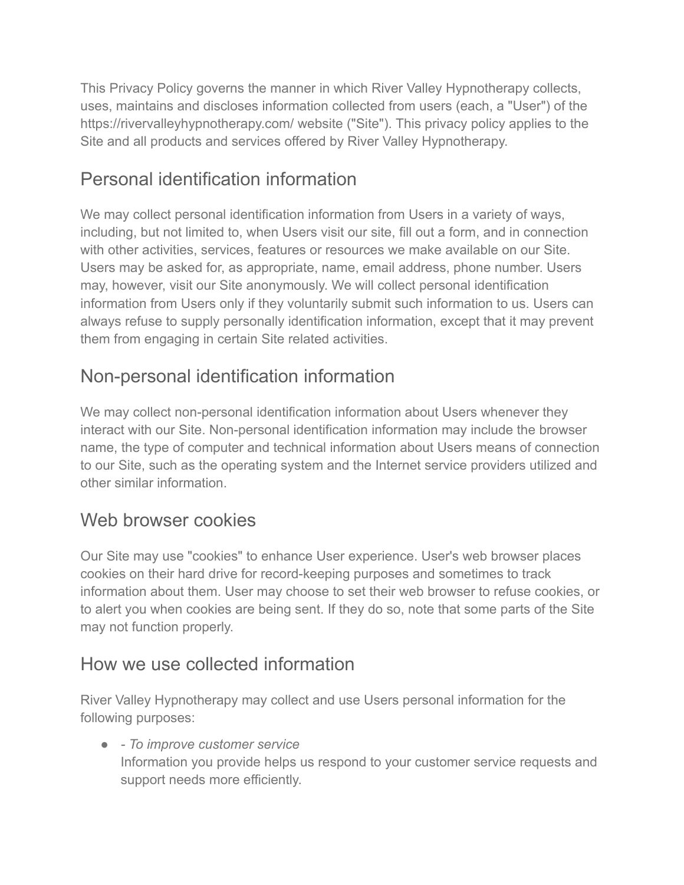This Privacy Policy governs the manner in which River Valley Hypnotherapy collects, uses, maintains and discloses information collected from users (each, a "User") of the https://rivervalleyhypnotherapy.com/ website ("Site"). This privacy policy applies to the Site and all products and services offered by River Valley Hypnotherapy.

## Personal identification information

We may collect personal identification information from Users in a variety of ways, including, but not limited to, when Users visit our site, fill out a form, and in connection with other activities, services, features or resources we make available on our Site. Users may be asked for, as appropriate, name, email address, phone number. Users may, however, visit our Site anonymously. We will collect personal identification information from Users only if they voluntarily submit such information to us. Users can always refuse to supply personally identification information, except that it may prevent them from engaging in certain Site related activities.

## Non-personal identification information

We may collect non-personal identification information about Users whenever they interact with our Site. Non-personal identification information may include the browser name, the type of computer and technical information about Users means of connection to our Site, such as the operating system and the Internet service providers utilized and other similar information.

## Web browser cookies

Our Site may use "cookies" to enhance User experience. User's web browser places cookies on their hard drive for record-keeping purposes and sometimes to track information about them. User may choose to set their web browser to refuse cookies, or to alert you when cookies are being sent. If they do so, note that some parts of the Site may not function properly.

## How we use collected information

River Valley Hypnotherapy may collect and use Users personal information for the following purposes:

- *- To improve customer service*
  Information you provide helps us respond to your customer service requests and support needs more efficiently.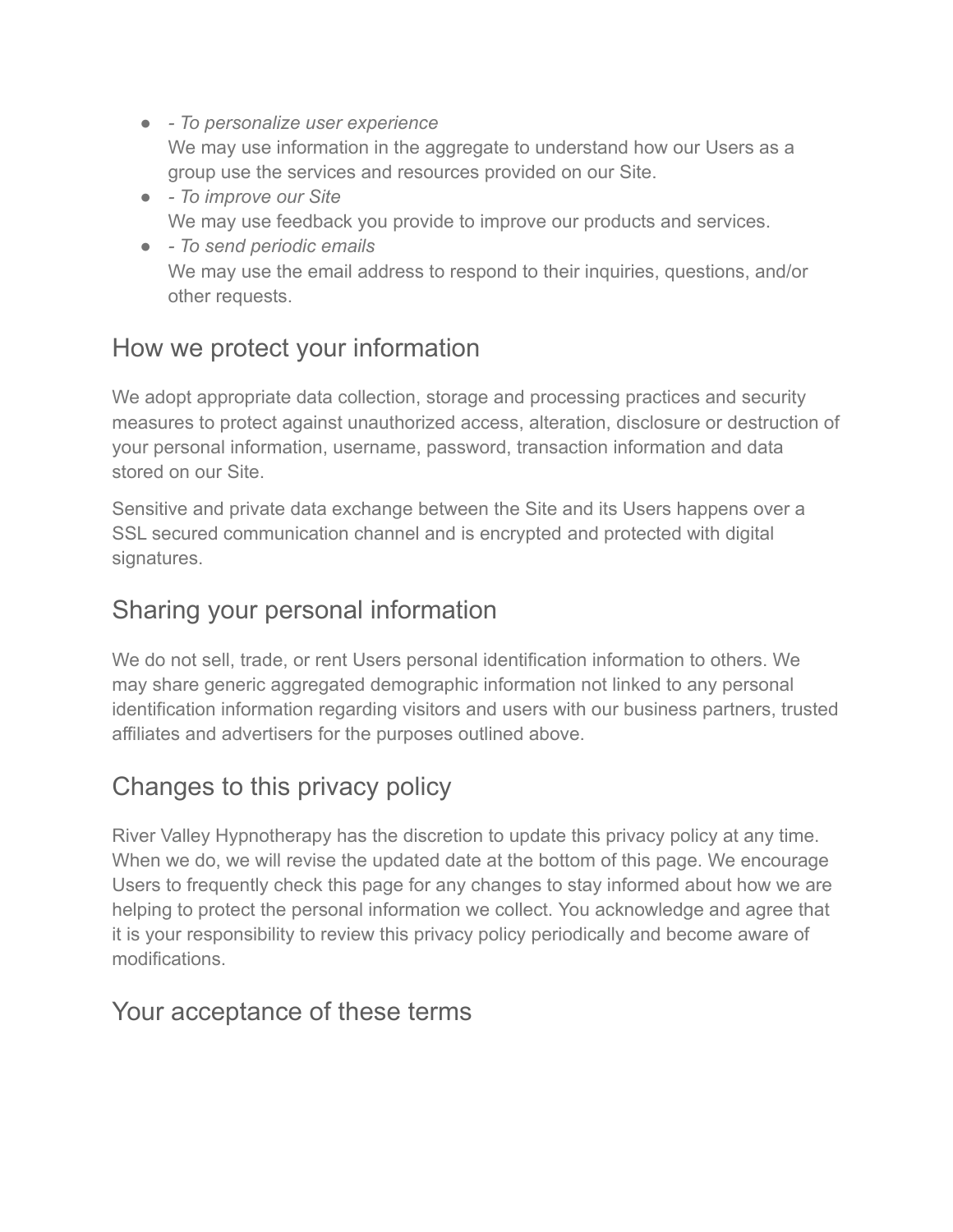- - *To personalize user experience*
  We may use information in the aggregate to understand how our Users as a group use the services and resources provided on our Site.
- - *To improve our Site*
  We may use feedback you provide to improve our products and services.
- - *To send periodic emails*
  We may use the email address to respond to their inquiries, questions, and/or other requests.

## How we protect your information

We adopt appropriate data collection, storage and processing practices and security measures to protect against unauthorized access, alteration, disclosure or destruction of your personal information, username, password, transaction information and data stored on our Site.

Sensitive and private data exchange between the Site and its Users happens over a SSL secured communication channel and is encrypted and protected with digital signatures.

## Sharing your personal information

We do not sell, trade, or rent Users personal identification information to others. We may share generic aggregated demographic information not linked to any personal identification information regarding visitors and users with our business partners, trusted affiliates and advertisers for the purposes outlined above.

## Changes to this privacy policy

River Valley Hypnotherapy has the discretion to update this privacy policy at any time. When we do, we will revise the updated date at the bottom of this page. We encourage Users to frequently check this page for any changes to stay informed about how we are helping to protect the personal information we collect. You acknowledge and agree that it is your responsibility to review this privacy policy periodically and become aware of modifications.

## Your acceptance of these terms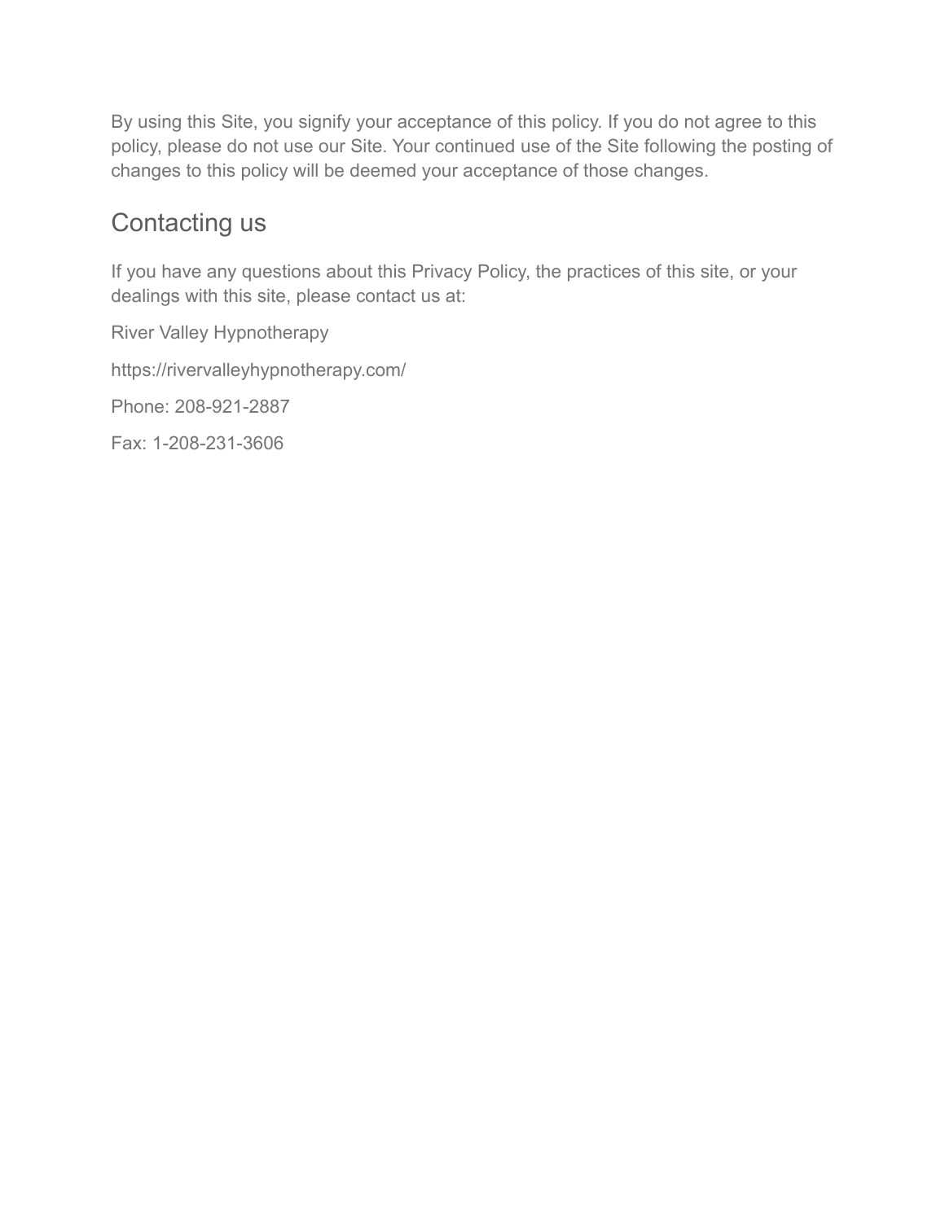By using this Site, you signify your acceptance of this policy. If you do not agree to this policy, please do not use our Site. Your continued use of the Site following the posting of changes to this policy will be deemed your acceptance of those changes.

## Contacting us

If you have any questions about this Privacy Policy, the practices of this site, or your dealings with this site, please contact us at:

River Valley Hypnotherapy

https://rivervalleyhypnotherapy.com/

Phone: 208-921-2887

Fax: 1-208-231-3606